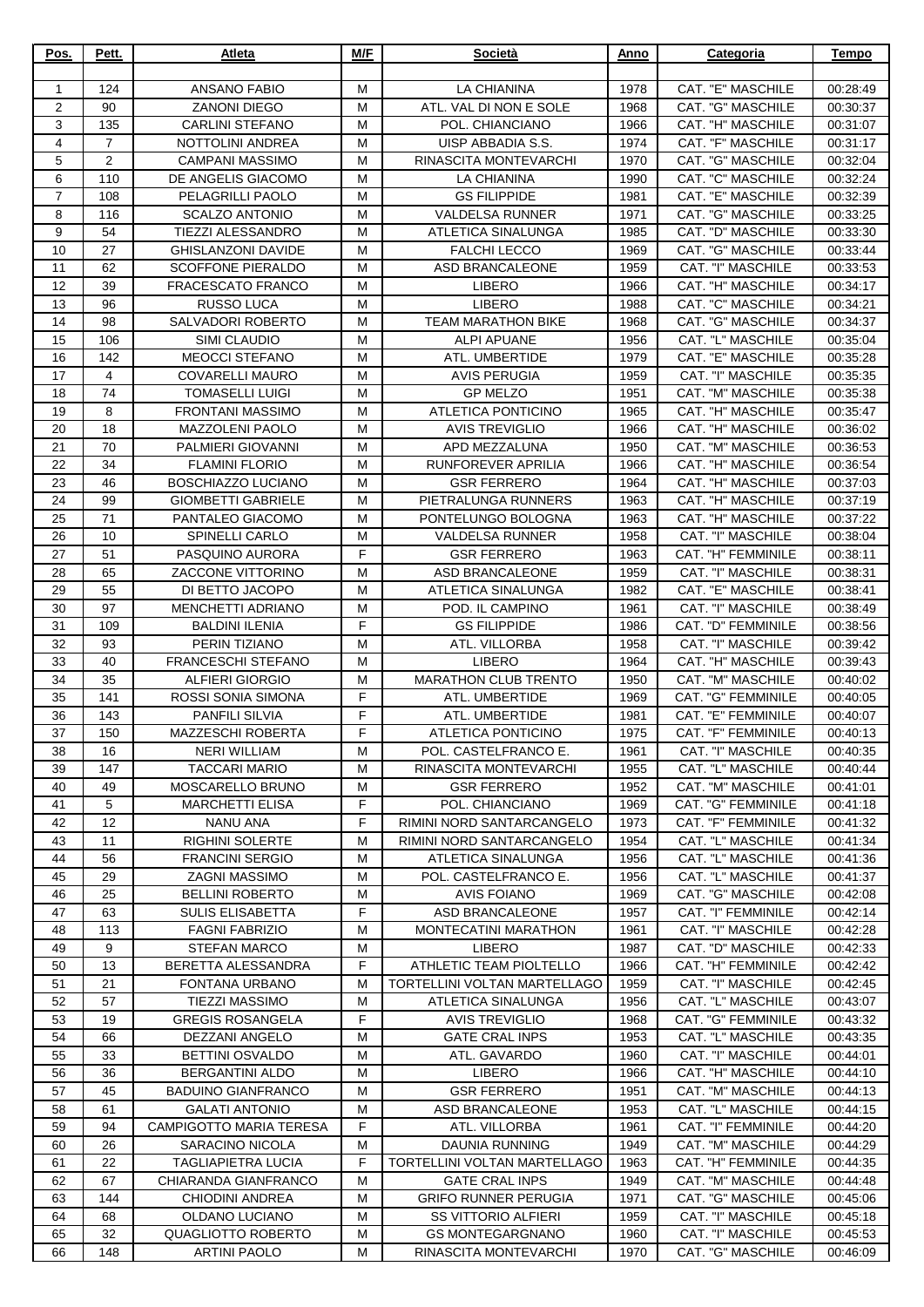| Pos. | Pett. | Atleta | M/F | Società | Anno | Categoria | Tempo |
|---|---|---|---|---|---|---|---|
| 1 | 124 | ANSANO FABIO | M | LA CHIANINA | 1978 | CAT. "E" MASCHILE | 00:28:49 |
| 2 | 90 | ZANONI DIEGO | M | ATL. VAL DI NON E SOLE | 1968 | CAT. "G" MASCHILE | 00:30:37 |
| 3 | 135 | CARLINI STEFANO | M | POL. CHIANCIANO | 1966 | CAT. "H" MASCHILE | 00:31:07 |
| 4 | 7 | NOTTOLINI ANDREA | M | UISP ABBADIA S.S. | 1974 | CAT. "F" MASCHILE | 00:31:17 |
| 5 | 2 | CAMPANI MASSIMO | M | RINASCITA MONTEVARCHI | 1970 | CAT. "G" MASCHILE | 00:32:04 |
| 6 | 110 | DE ANGELIS GIACOMO | M | LA CHIANINA | 1990 | CAT. "C" MASCHILE | 00:32:24 |
| 7 | 108 | PELAGRILLI PAOLO | M | GS FILIPPIDE | 1981 | CAT. "E" MASCHILE | 00:32:39 |
| 8 | 116 | SCALZO ANTONIO | M | VALDELSA RUNNER | 1971 | CAT. "G" MASCHILE | 00:33:25 |
| 9 | 54 | TIEZZI ALESSANDRO | M | ATLETICA SINALUNGA | 1985 | CAT. "D" MASCHILE | 00:33:30 |
| 10 | 27 | GHISLANZONI DAVIDE | M | FALCHI LECCO | 1969 | CAT. "G" MASCHILE | 00:33:44 |
| 11 | 62 | SCOFFONE PIERALDO | M | ASD BRANCALEONE | 1959 | CAT. "I" MASCHILE | 00:33:53 |
| 12 | 39 | FRACESCATO FRANCO | M | LIBERO | 1966 | CAT. "H" MASCHILE | 00:34:17 |
| 13 | 96 | RUSSO LUCA | M | LIBERO | 1988 | CAT. "C" MASCHILE | 00:34:21 |
| 14 | 98 | SALVADORI ROBERTO | M | TEAM MARATHON BIKE | 1968 | CAT. "G" MASCHILE | 00:34:37 |
| 15 | 106 | SIMI CLAUDIO | M | ALPI APUANE | 1956 | CAT. "L" MASCHILE | 00:35:04 |
| 16 | 142 | MEOCCI STEFANO | M | ATL. UMBERTIDE | 1979 | CAT. "E" MASCHILE | 00:35:28 |
| 17 | 4 | COVARELLI MAURO | M | AVIS PERUGIA | 1959 | CAT. "I" MASCHILE | 00:35:35 |
| 18 | 74 | TOMASELLI LUIGI | M | GP MELZO | 1951 | CAT. "M" MASCHILE | 00:35:38 |
| 19 | 8 | FRONTANI MASSIMO | M | ATLETICA PONTICINO | 1965 | CAT. "H" MASCHILE | 00:35:47 |
| 20 | 18 | MAZZOLENI PAOLO | M | AVIS TREVIGLIO | 1966 | CAT. "H" MASCHILE | 00:36:02 |
| 21 | 70 | PALMIERI GIOVANNI | M | APD MEZZALUNA | 1950 | CAT. "M" MASCHILE | 00:36:53 |
| 22 | 34 | FLAMINI FLORIO | M | RUNFOREVER APRILIA | 1966 | CAT. "H" MASCHILE | 00:36:54 |
| 23 | 46 | BOSCHIAZZO LUCIANO | M | GSR FERRERO | 1964 | CAT. "H" MASCHILE | 00:37:03 |
| 24 | 99 | GIOMBETTI GABRIELE | M | PIETRALUNGA RUNNERS | 1963 | CAT. "H" MASCHILE | 00:37:19 |
| 25 | 71 | PANTALEO GIACOMO | M | PONTELUNGO BOLOGNA | 1963 | CAT. "H" MASCHILE | 00:37:22 |
| 26 | 10 | SPINELLI CARLO | M | VALDELSA RUNNER | 1958 | CAT. "I" MASCHILE | 00:38:04 |
| 27 | 51 | PASQUINO AURORA | F | GSR FERRERO | 1963 | CAT. "H" FEMMINILE | 00:38:11 |
| 28 | 65 | ZACCONE VITTORINO | M | ASD BRANCALEONE | 1959 | CAT. "I" MASCHILE | 00:38:31 |
| 29 | 55 | DI BETTO JACOPO | M | ATLETICA SINALUNGA | 1982 | CAT. "E" MASCHILE | 00:38:41 |
| 30 | 97 | MENCHETTI ADRIANO | M | POD. IL CAMPINO | 1961 | CAT. "I" MASCHILE | 00:38:49 |
| 31 | 109 | BALDINI ILENIA | F | GS FILIPPIDE | 1986 | CAT. "D" FEMMINILE | 00:38:56 |
| 32 | 93 | PERIN TIZIANO | M | ATL. VILLORBA | 1958 | CAT. "I" MASCHILE | 00:39:42 |
| 33 | 40 | FRANCESCHI STEFANO | M | LIBERO | 1964 | CAT. "H" MASCHILE | 00:39:43 |
| 34 | 35 | ALFIERI GIORGIO | M | MARATHON CLUB TRENTO | 1950 | CAT. "M" MASCHILE | 00:40:02 |
| 35 | 141 | ROSSI SONIA SIMONA | F | ATL. UMBERTIDE | 1969 | CAT. "G" FEMMINILE | 00:40:05 |
| 36 | 143 | PANFILI SILVIA | F | ATL. UMBERTIDE | 1981 | CAT. "E" FEMMINILE | 00:40:07 |
| 37 | 150 | MAZZESCHI ROBERTA | F | ATLETICA PONTICINO | 1975 | CAT. "F" FEMMINILE | 00:40:13 |
| 38 | 16 | NERI WILLIAM | M | POL. CASTELFRANCO E. | 1961 | CAT. "I" MASCHILE | 00:40:35 |
| 39 | 147 | TACCARI MARIO | M | RINASCITA MONTEVARCHI | 1955 | CAT. "L" MASCHILE | 00:40:44 |
| 40 | 49 | MOSCARELLO BRUNO | M | GSR FERRERO | 1952 | CAT. "M" MASCHILE | 00:41:01 |
| 41 | 5 | MARCHETTI ELISA | F | POL. CHIANCIANO | 1969 | CAT. "G" FEMMINILE | 00:41:18 |
| 42 | 12 | NANU ANA | F | RIMINI NORD SANTARCANGELO | 1973 | CAT. "F" FEMMINILE | 00:41:32 |
| 43 | 11 | RIGHINI SOLERTE | M | RIMINI NORD SANTARCANGELO | 1954 | CAT. "L" MASCHILE | 00:41:34 |
| 44 | 56 | FRANCINI SERGIO | M | ATLETICA SINALUNGA | 1956 | CAT. "L" MASCHILE | 00:41:36 |
| 45 | 29 | ZAGNI MASSIMO | M | POL. CASTELFRANCO E. | 1956 | CAT. "L" MASCHILE | 00:41:37 |
| 46 | 25 | BELLINI ROBERTO | M | AVIS FOIANO | 1969 | CAT. "G" MASCHILE | 00:42:08 |
| 47 | 63 | SULIS ELISABETTA | F | ASD BRANCALEONE | 1957 | CAT. "I" FEMMINILE | 00:42:14 |
| 48 | 113 | FAGNI FABRIZIO | M | MONTECATINI MARATHON | 1961 | CAT. "I" MASCHILE | 00:42:28 |
| 49 | 9 | STEFAN MARCO | M | LIBERO | 1987 | CAT. "D" MASCHILE | 00:42:33 |
| 50 | 13 | BERETTA ALESSANDRA | F | ATHLETIC TEAM PIOLTELLO | 1966 | CAT. "H" FEMMINILE | 00:42:42 |
| 51 | 21 | FONTANA URBANO | M | TORTELLINI VOLTAN MARTELLAGO | 1959 | CAT. "I" MASCHILE | 00:42:45 |
| 52 | 57 | TIEZZI MASSIMO | M | ATLETICA SINALUNGA | 1956 | CAT. "L" MASCHILE | 00:43:07 |
| 53 | 19 | GREGIS ROSANGELA | F | AVIS TREVIGLIO | 1968 | CAT. "G" FEMMINILE | 00:43:32 |
| 54 | 66 | DEZZANI ANGELO | M | GATE CRAL INPS | 1953 | CAT. "L" MASCHILE | 00:43:35 |
| 55 | 33 | BETTINI OSVALDO | M | ATL. GAVARDO | 1960 | CAT. "I" MASCHILE | 00:44:01 |
| 56 | 36 | BERGANTINI ALDO | M | LIBERO | 1966 | CAT. "H" MASCHILE | 00:44:10 |
| 57 | 45 | BADUINO GIANFRANCO | M | GSR FERRERO | 1951 | CAT. "M" MASCHILE | 00:44:13 |
| 58 | 61 | GALATI ANTONIO | M | ASD BRANCALEONE | 1953 | CAT. "L" MASCHILE | 00:44:15 |
| 59 | 94 | CAMPIGOTTO MARIA TERESA | F | ATL. VILLORBA | 1961 | CAT. "I" FEMMINILE | 00:44:20 |
| 60 | 26 | SARACINO NICOLA | M | DAUNIA RUNNING | 1949 | CAT. "M" MASCHILE | 00:44:29 |
| 61 | 22 | TAGLIAPIETRA LUCIA | F | TORTELLINI VOLTAN MARTELLAGO | 1963 | CAT. "H" FEMMINILE | 00:44:35 |
| 62 | 67 | CHIARANDA GIANFRANCO | M | GATE CRAL INPS | 1949 | CAT. "M" MASCHILE | 00:44:48 |
| 63 | 144 | CHIODINI ANDREA | M | GRIFO RUNNER PERUGIA | 1971 | CAT. "G" MASCHILE | 00:45:06 |
| 64 | 68 | OLDANO LUCIANO | M | SS VITTORIO ALFIERI | 1959 | CAT. "I" MASCHILE | 00:45:18 |
| 65 | 32 | QUAGLIOTTO ROBERTO | M | GS MONTEGARGNANO | 1960 | CAT. "I" MASCHILE | 00:45:53 |
| 66 | 148 | ARTINI PAOLO | M | RINASCITA MONTEVARCHI | 1970 | CAT. "G" MASCHILE | 00:46:09 |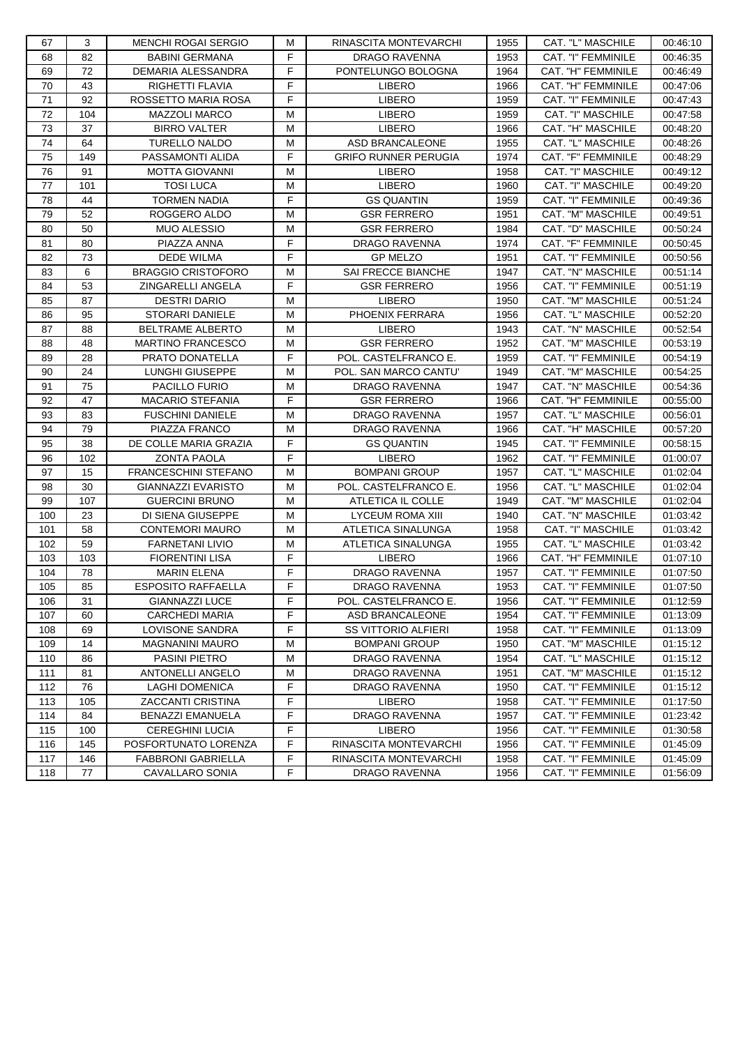| | | | | | | | |
|---|---|---|---|---|---|---|---|
| 67 | 3 | MENCHI ROGAI SERGIO | M | RINASCITA MONTEVARCHI | 1955 | CAT. "L" MASCHILE | 00:46:10 |
| 68 | 82 | BABINI GERMANA | F | DRAGO RAVENNA | 1953 | CAT. "I" FEMMINILE | 00:46:35 |
| 69 | 72 | DEMARIA ALESSANDRA | F | PONTELUNGO BOLOGNA | 1964 | CAT. "H" FEMMINILE | 00:46:49 |
| 70 | 43 | RIGHETTI FLAVIA | F | LIBERO | 1966 | CAT. "H" FEMMINILE | 00:47:06 |
| 71 | 92 | ROSSETTO MARIA ROSA | F | LIBERO | 1959 | CAT. "I" FEMMINILE | 00:47:43 |
| 72 | 104 | MAZZOLI MARCO | M | LIBERO | 1959 | CAT. "I" MASCHILE | 00:47:58 |
| 73 | 37 | BIRRO VALTER | M | LIBERO | 1966 | CAT. "H" MASCHILE | 00:48:20 |
| 74 | 64 | TURELLO NALDO | M | ASD BRANCALEONE | 1955 | CAT. "L" MASCHILE | 00:48:26 |
| 75 | 149 | PASSAMONTI ALIDA | F | GRIFO RUNNER PERUGIA | 1974 | CAT. "F" FEMMINILE | 00:48:29 |
| 76 | 91 | MOTTA GIOVANNI | M | LIBERO | 1958 | CAT. "I" MASCHILE | 00:49:12 |
| 77 | 101 | TOSI LUCA | M | LIBERO | 1960 | CAT. "I" MASCHILE | 00:49:20 |
| 78 | 44 | TORMEN NADIA | F | GS QUANTIN | 1959 | CAT. "I" FEMMINILE | 00:49:36 |
| 79 | 52 | ROGGERO ALDO | M | GSR FERRERO | 1951 | CAT. "M" MASCHILE | 00:49:51 |
| 80 | 50 | MUO ALESSIO | M | GSR FERRERO | 1984 | CAT. "D" MASCHILE | 00:50:24 |
| 81 | 80 | PIAZZA ANNA | F | DRAGO RAVENNA | 1974 | CAT. "F" FEMMINILE | 00:50:45 |
| 82 | 73 | DEDE WILMA | F | GP MELZO | 1951 | CAT. "I" FEMMINILE | 00:50:56 |
| 83 | 6 | BRAGGIO CRISTOFORO | M | SAI FRECCE BIANCHE | 1947 | CAT. "N" MASCHILE | 00:51:14 |
| 84 | 53 | ZINGARELLI ANGELA | F | GSR FERRERO | 1956 | CAT. "I" FEMMINILE | 00:51:19 |
| 85 | 87 | DESTRI DARIO | M | LIBERO | 1950 | CAT. "M" MASCHILE | 00:51:24 |
| 86 | 95 | STORARI DANIELE | M | PHOENIX FERRARA | 1956 | CAT. "L" MASCHILE | 00:52:20 |
| 87 | 88 | BELTRAME ALBERTO | M | LIBERO | 1943 | CAT. "N" MASCHILE | 00:52:54 |
| 88 | 48 | MARTINO FRANCESCO | M | GSR FERRERO | 1952 | CAT. "M" MASCHILE | 00:53:19 |
| 89 | 28 | PRATO DONATELLA | F | POL. CASTELFRANCO E. | 1959 | CAT. "I" FEMMINILE | 00:54:19 |
| 90 | 24 | LUNGHI GIUSEPPE | M | POL. SAN MARCO CANTU' | 1949 | CAT. "M" MASCHILE | 00:54:25 |
| 91 | 75 | PACILLO FURIO | M | DRAGO RAVENNA | 1947 | CAT. "N" MASCHILE | 00:54:36 |
| 92 | 47 | MACARIO STEFANIA | F | GSR FERRERO | 1966 | CAT. "H" FEMMINILE | 00:55:00 |
| 93 | 83 | FUSCHINI DANIELE | M | DRAGO RAVENNA | 1957 | CAT. "L" MASCHILE | 00:56:01 |
| 94 | 79 | PIAZZA FRANCO | M | DRAGO RAVENNA | 1966 | CAT. "H" MASCHILE | 00:57:20 |
| 95 | 38 | DE COLLE MARIA GRAZIA | F | GS QUANTIN | 1945 | CAT. "I" FEMMINILE | 00:58:15 |
| 96 | 102 | ZONTA PAOLA | F | LIBERO | 1962 | CAT. "I" FEMMINILE | 01:00:07 |
| 97 | 15 | FRANCESCHINI STEFANO | M | BOMPANI GROUP | 1957 | CAT. "L" MASCHILE | 01:02:04 |
| 98 | 30 | GIANNAZZI EVARISTO | M | POL. CASTELFRANCO E. | 1956 | CAT. "L" MASCHILE | 01:02:04 |
| 99 | 107 | GUERCINI BRUNO | M | ATLETICA IL COLLE | 1949 | CAT. "M" MASCHILE | 01:02:04 |
| 100 | 23 | DI SIENA GIUSEPPE | M | LYCEUM ROMA XIII | 1940 | CAT. "N" MASCHILE | 01:03:42 |
| 101 | 58 | CONTEMORI MAURO | M | ATLETICA SINALUNGA | 1958 | CAT. "I" MASCHILE | 01:03:42 |
| 102 | 59 | FARNETANI LIVIO | M | ATLETICA SINALUNGA | 1955 | CAT. "L" MASCHILE | 01:03:42 |
| 103 | 103 | FIORENTINI LISA | F | LIBERO | 1966 | CAT. "H" FEMMINILE | 01:07:10 |
| 104 | 78 | MARIN ELENA | F | DRAGO RAVENNA | 1957 | CAT. "I" FEMMINILE | 01:07:50 |
| 105 | 85 | ESPOSITO RAFFAELLA | F | DRAGO RAVENNA | 1953 | CAT. "I" FEMMINILE | 01:07:50 |
| 106 | 31 | GIANNAZZI LUCE | F | POL. CASTELFRANCO E. | 1956 | CAT. "I" FEMMINILE | 01:12:59 |
| 107 | 60 | CARCHEDI MARIA | F | ASD BRANCALEONE | 1954 | CAT. "I" FEMMINILE | 01:13:09 |
| 108 | 69 | LOVISONE SANDRA | F | SS VITTORIO ALFIERI | 1958 | CAT. "I" FEMMINILE | 01:13:09 |
| 109 | 14 | MAGNANINI MAURO | M | BOMPANI GROUP | 1950 | CAT. "M" MASCHILE | 01:15:12 |
| 110 | 86 | PASINI PIETRO | M | DRAGO RAVENNA | 1954 | CAT. "L" MASCHILE | 01:15:12 |
| 111 | 81 | ANTONELLI ANGELO | M | DRAGO RAVENNA | 1951 | CAT. "M" MASCHILE | 01:15:12 |
| 112 | 76 | LAGHI DOMENICA | F | DRAGO RAVENNA | 1950 | CAT. "I" FEMMINILE | 01:15:12 |
| 113 | 105 | ZACCANTI CRISTINA | F | LIBERO | 1958 | CAT. "I" FEMMINILE | 01:17:50 |
| 114 | 84 | BENAZZI EMANUELA | F | DRAGO RAVENNA | 1957 | CAT. "I" FEMMINILE | 01:23:42 |
| 115 | 100 | CEREGHINI LUCIA | F | LIBERO | 1956 | CAT. "I" FEMMINILE | 01:30:58 |
| 116 | 145 | POSFORTUNATO LORENZA | F | RINASCITA MONTEVARCHI | 1956 | CAT. "I" FEMMINILE | 01:45:09 |
| 117 | 146 | FABBRONI GABRIELLA | F | RINASCITA MONTEVARCHI | 1958 | CAT. "I" FEMMINILE | 01:45:09 |
| 118 | 77 | CAVALLARO SONIA | F | DRAGO RAVENNA | 1956 | CAT. "I" FEMMINILE | 01:56:09 |